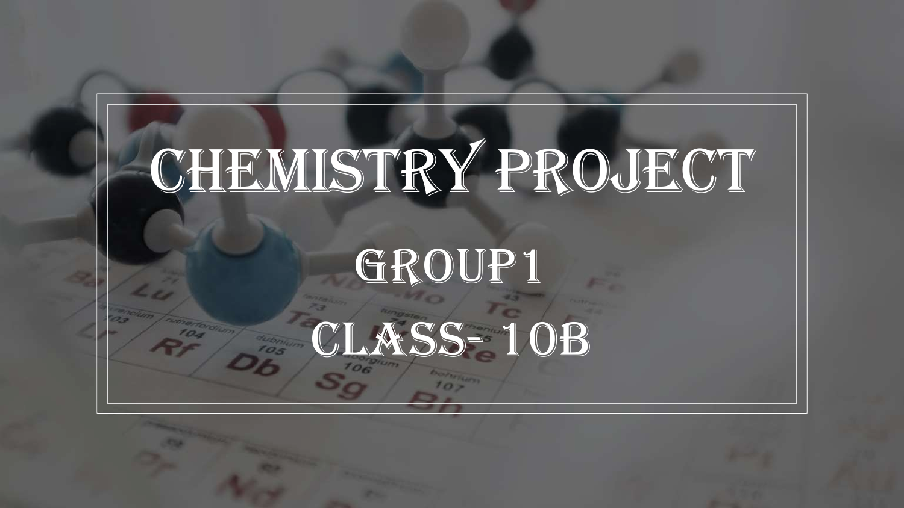# CHEMISTRY PROJECT

## GROUP1

## CLASS- 10B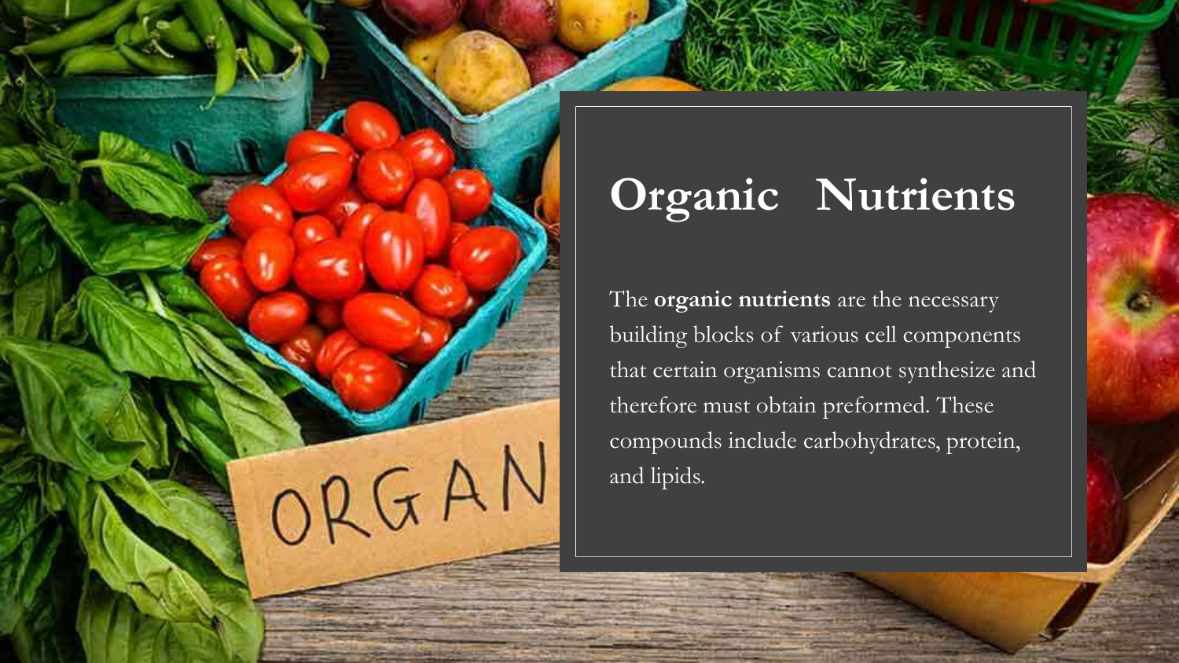# Organic Nutrients

The **organic nutrients** are the necessary building blocks of various cell components that certain organisms cannot synthesize and therefore must obtain preformed. These compounds include carbohydrates, protein, and lipids.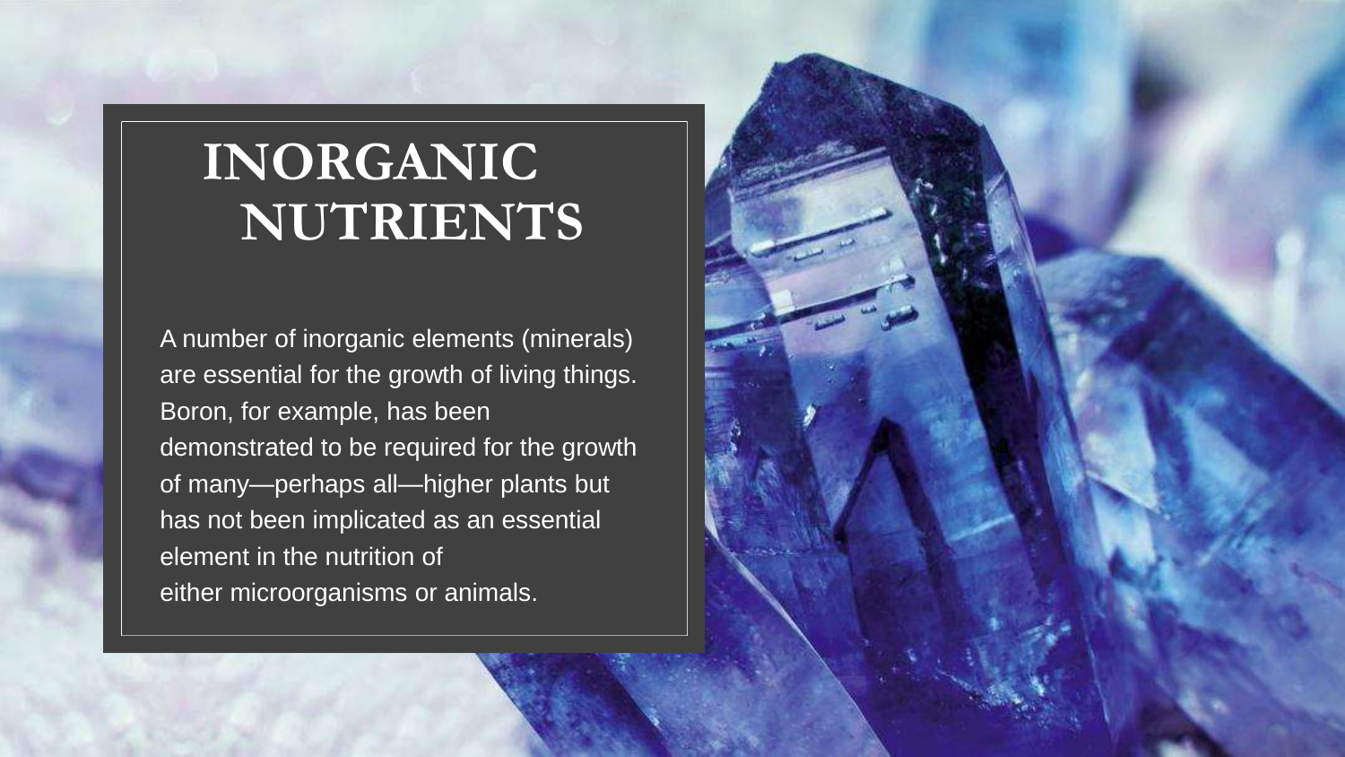# INORGANIC NUTRIENTS

A number of inorganic elements (minerals) are essential for the growth of living things. Boron, for example, has been demonstrated to be required for the growth of many—perhaps all—higher plants but has not been implicated as an essential element in the nutrition of either microorganisms or animals.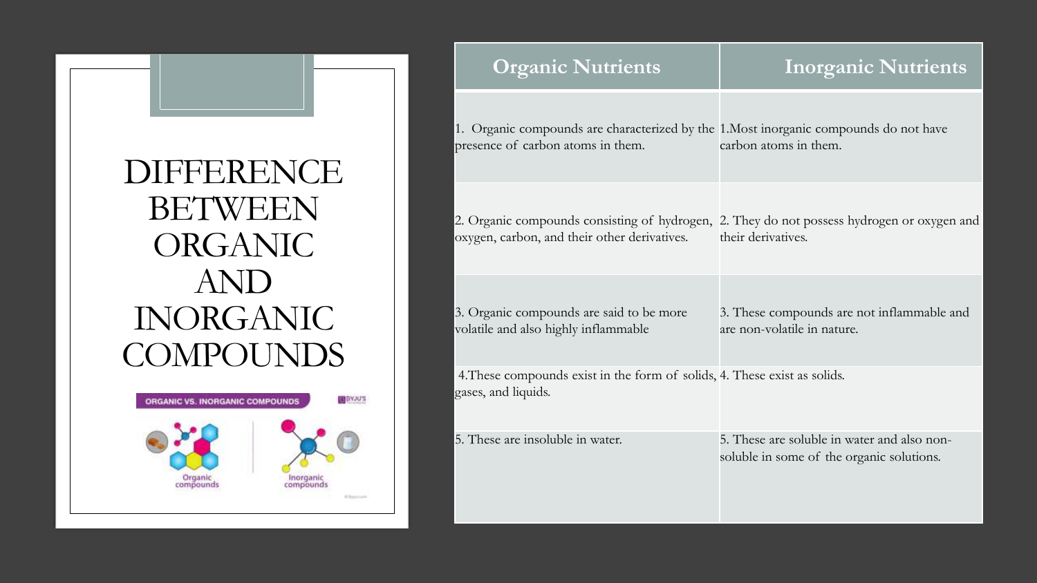# DIFFERENCE BETWEEN ORGANIC AND INORGANIC COMPOUNDS

| Organic Nutrients | Inorganic Nutrients |
| --- | --- |
| 1. Organic compounds are characterized by the presence of carbon atoms in them. | 1.Most inorganic compounds do not have carbon atoms in them. |
| 2. Organic compounds consisting of hydrogen, oxygen, carbon, and their other derivatives. | 2. They do not possess hydrogen or oxygen and their derivatives. |
| 3. Organic compounds are said to be more volatile and also highly inflammable | 3. These compounds are not inflammable and are non-volatile in nature. |
| 4.These compounds exist in the form of solids, gases, and liquids. | 4. These exist as solids. |
| 5. These are insoluble in water. | 5. These are soluble in water and also non-soluble in some of the organic solutions. |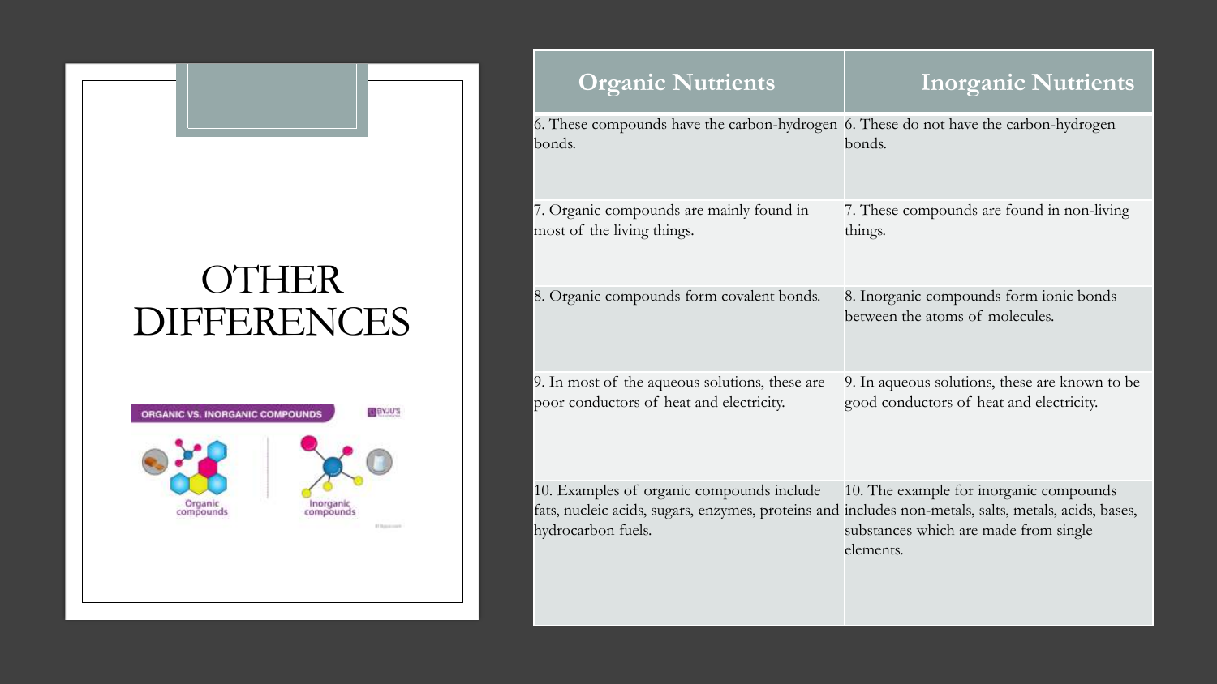# OTHER DIFFERENCES

| Organic Nutrients | Inorganic Nutrients |
|---|---|
| 6. These compounds have the carbon-hydrogen bonds. | 6. These do not have the carbon-hydrogen bonds. |
| 7. Organic compounds are mainly found in most of the living things. | 7. These compounds are found in non-living things. |
| 8. Organic compounds form covalent bonds. | 8. Inorganic compounds form ionic bonds between the atoms of molecules. |
| 9. In most of the aqueous solutions, these are poor conductors of heat and electricity. | 9. In aqueous solutions, these are known to be good conductors of heat and electricity. |
| 10. Examples of organic compounds include fats, nucleic acids, sugars, enzymes, proteins and hydrocarbon fuels. | 10. The example for inorganic compounds includes non-metals, salts, metals, acids, bases, substances which are made from single elements. |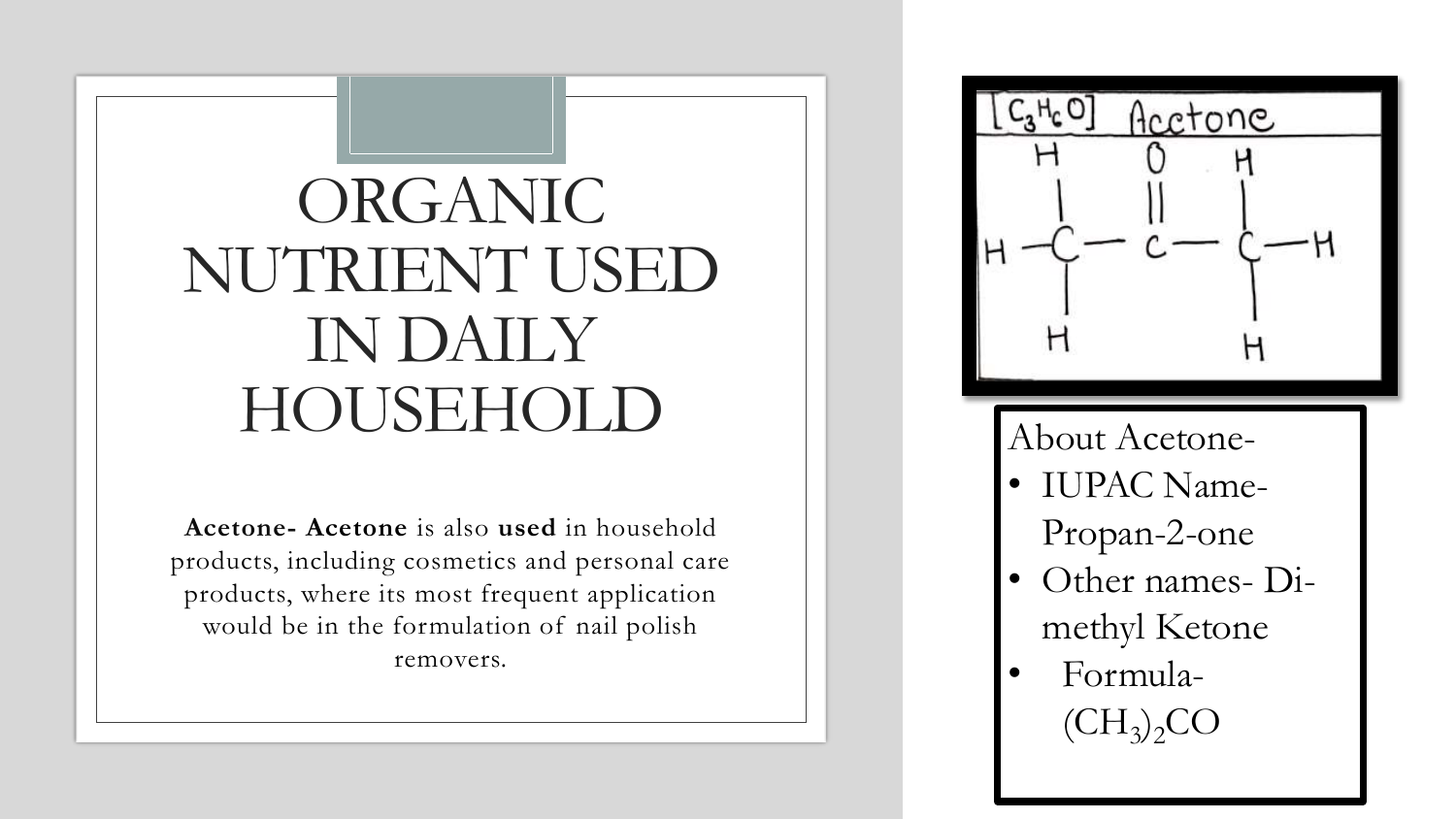# ORGANIC NUTRIENT USED IN DAILY HOUSEHOLD

**Acetone- Acetone** is also **used** in household products, including cosmetics and personal care products, where its most frequent application would be in the formulation of nail polish removers.

[$C_3H_6O$] Acetone

About Acetone-

- IUPAC Name- Propan-2-one
- Other names- Di-methyl Ketone
- Formula- $(CH_3)_2CO$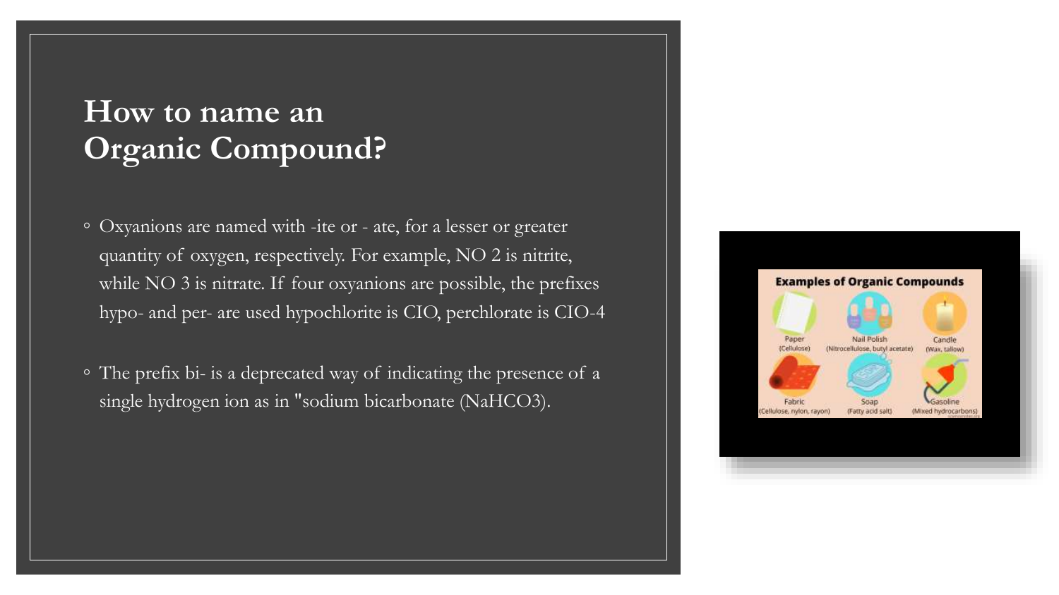# How to name an Organic Compound?

- Oxyanions are named with -ite or - ate, for a lesser or greater quantity of oxygen, respectively. For example, NO 2 is nitrite, while NO 3 is nitrate. If four oxyanions are possible, the prefixes hypo- and per- are used hypochlorite is CIO, perchlorate is CIO-4
- The prefix bi- is a deprecated way of indicating the presence of a single hydrogen ion as in "sodium bicarbonate (NaHCO3).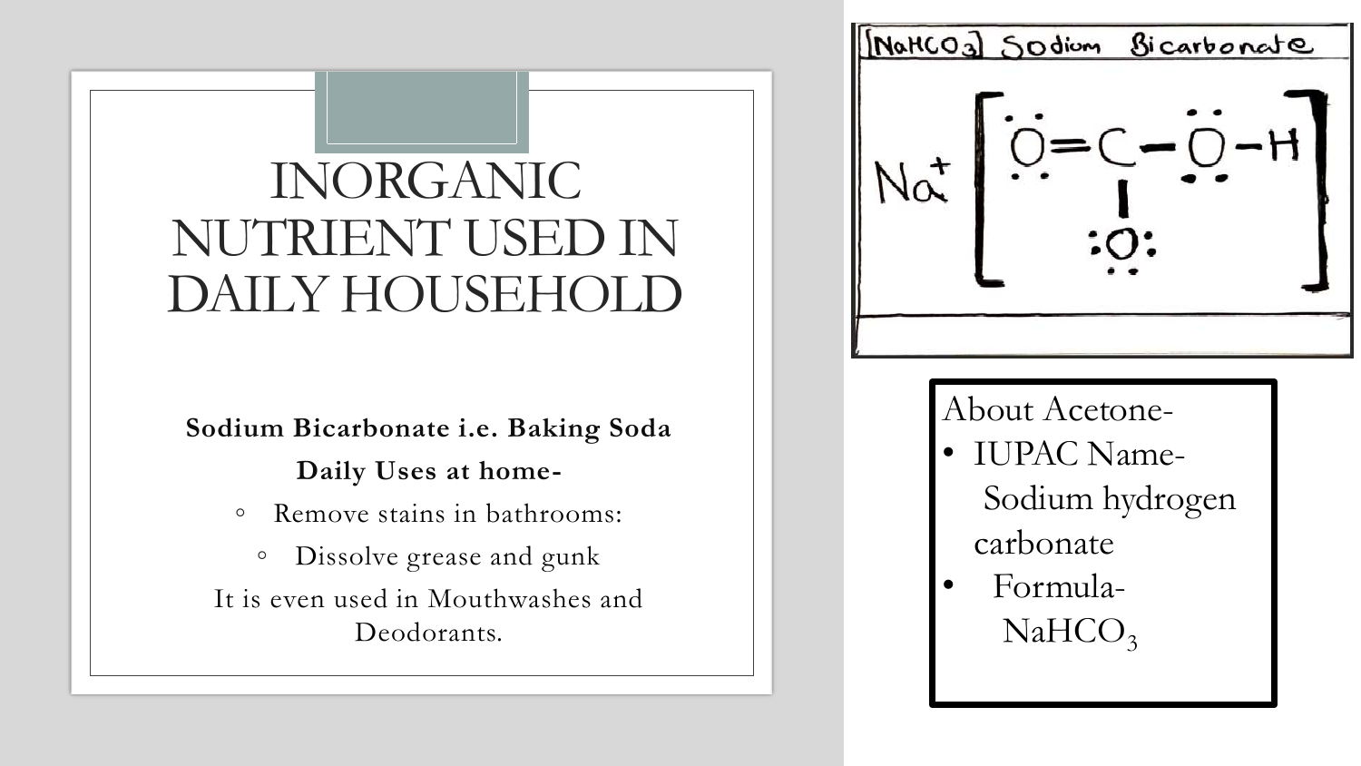# INORGANIC NUTRIENT USED IN DAILY HOUSEHOLD

**Sodium Bicarbonate i.e. Baking Soda**

**Daily Uses at home-**

- Remove stains in bathrooms:
- Dissolve grease and gunk

It is even used in Mouthwashes and Deodorants.

[$NaHCO_3$] Sodium Bicarbonate

About Acetone-

- IUPAC Name- Sodium hydrogen carbonate
- Formula- $NaHCO_3$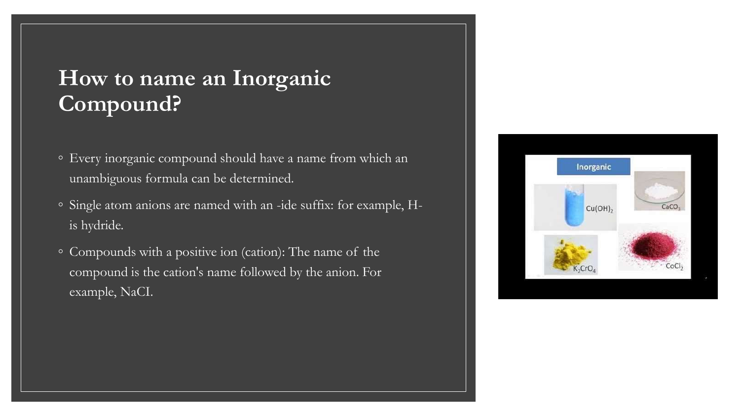# How to name an Inorganic Compound?

- Every inorganic compound should have a name from which an unambiguous formula can be determined.
- Single atom anions are named with an -ide suffix: for example, $H^-$ is hydride.
- Compounds with a positive ion (cation): The name of the compound is the cation's name followed by the anion. For example, NaCI.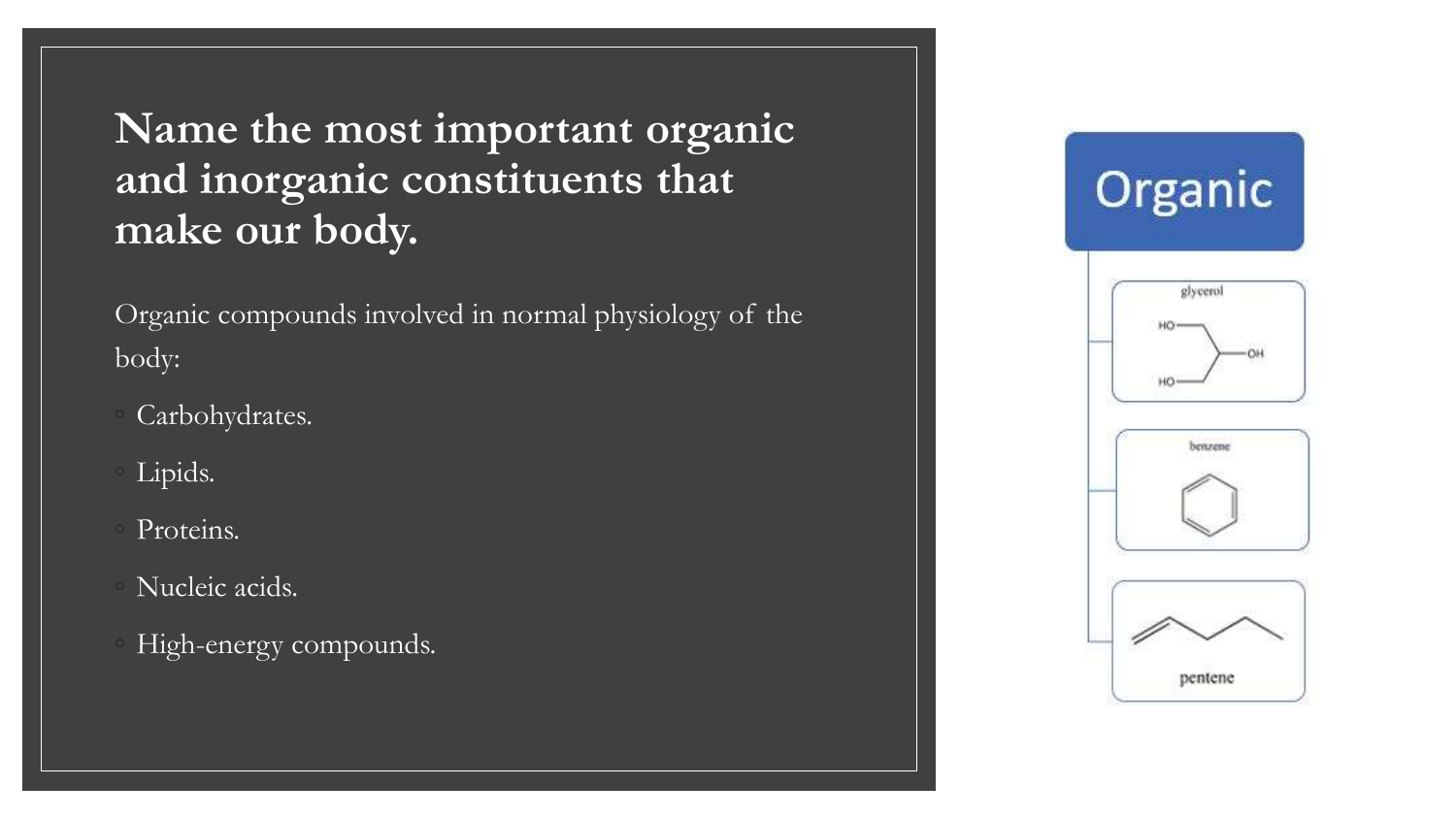# Name the most important organic and inorganic constituents that make our body.

Organic compounds involved in normal physiology of the body:

- Carbohydrates.
- Lipids.
- Proteins.
- Nucleic acids.
- High-energy compounds.

Organic

glycerol

benzene

pentene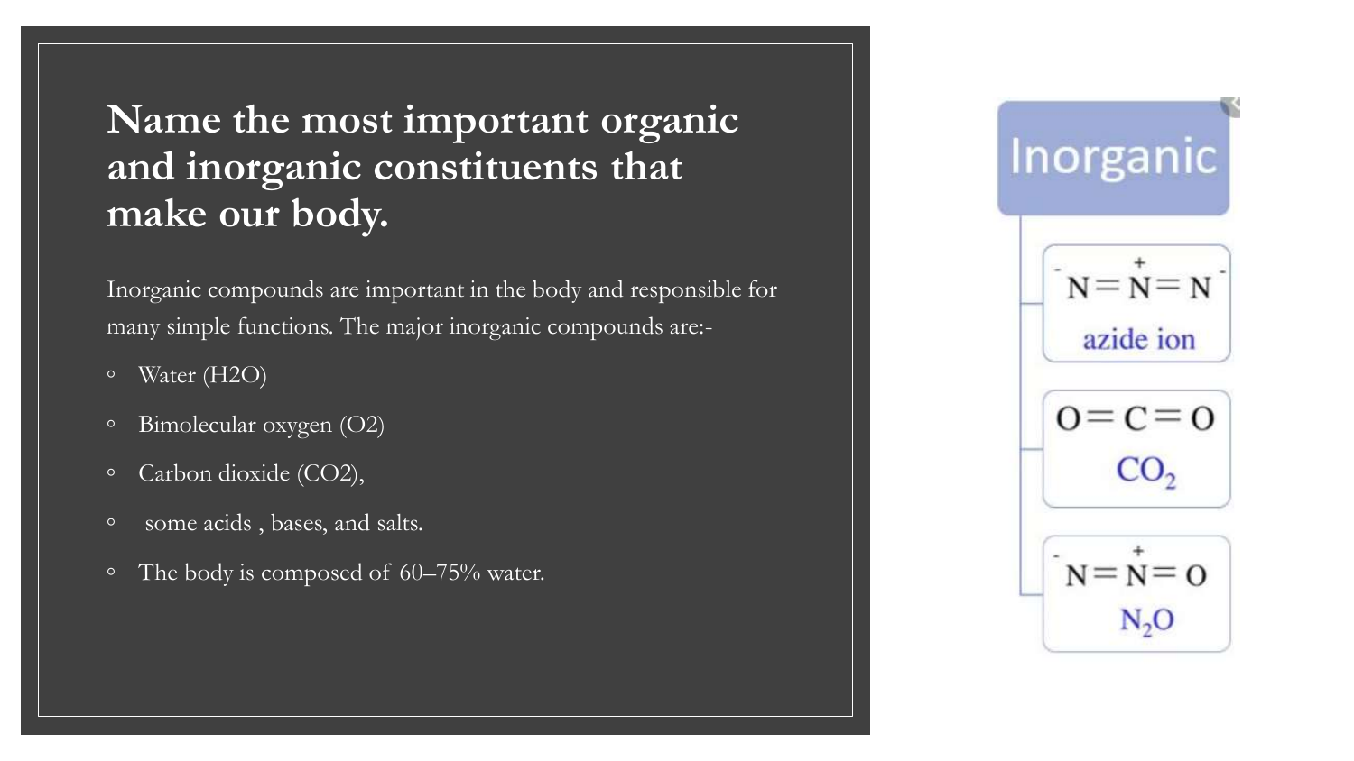# Name the most important organic and inorganic constituents that make our body.

Inorganic compounds are important in the body and responsible for many simple functions. The major inorganic compounds are:-

- Water ($H_2O$)
- Bimolecular oxygen ($O_2$)
- Carbon dioxide ($CO_2$),
- some acids , bases, and salts.
- The body is composed of 60–75% water.

**Inorganic**

- $^{-}N=\overset{+}{N}=N^{-}$ azide ion
- $O=C=O$ $CO_2$
- $^{-}N=\overset{+}{N}=O$ $N_2O$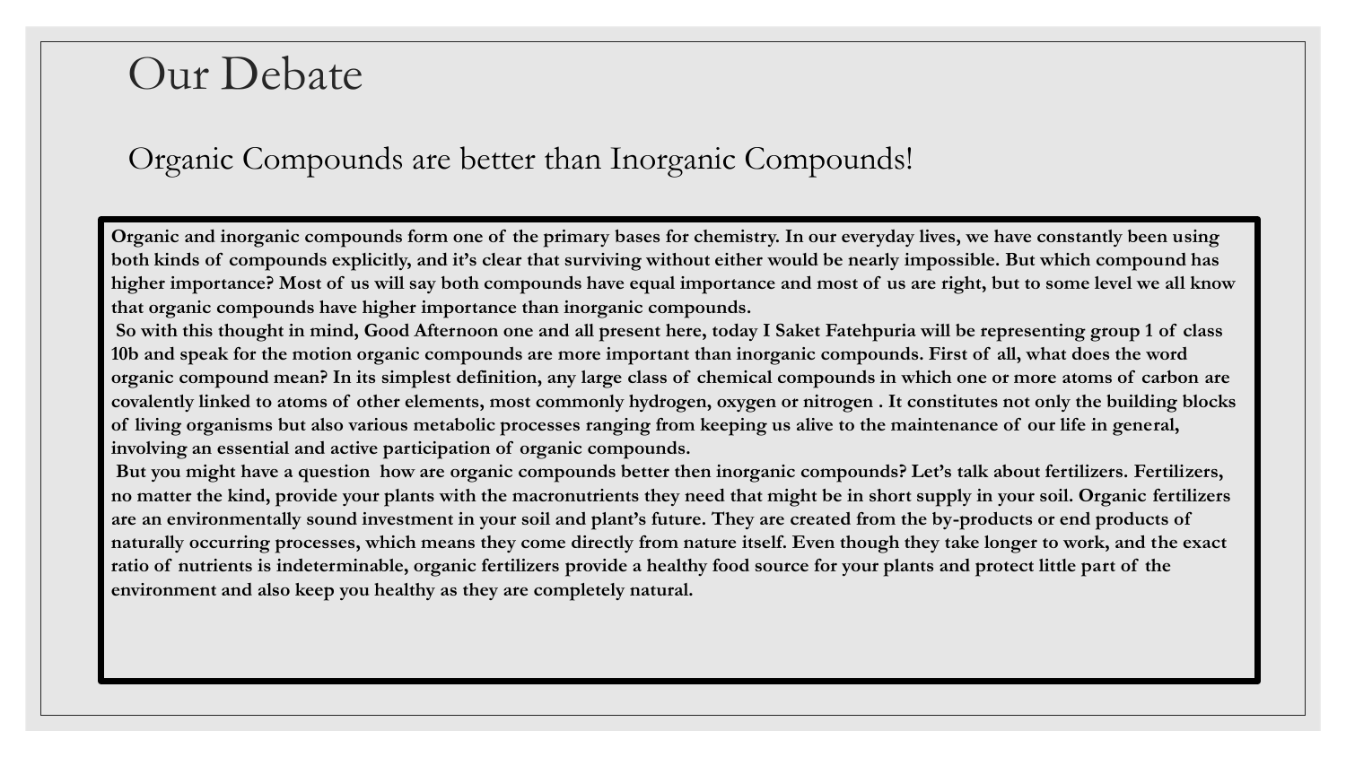# Our Debate

## Organic Compounds are better than Inorganic Compounds!

**Organic and inorganic compounds form one of the primary bases for chemistry. In our everyday lives, we have constantly been using both kinds of compounds explicitly, and it's clear that surviving without either would be nearly impossible. But which compound has higher importance? Most of us will say both compounds have equal importance and most of us are right, but to some level we all know that organic compounds have higher importance than inorganic compounds.**

**So with this thought in mind, Good Afternoon one and all present here, today I Saket Fatehpuria will be representing group 1 of class 10b and speak for the motion organic compounds are more important than inorganic compounds. First of all, what does the word organic compound mean? In its simplest definition, any large class of chemical compounds in which one or more atoms of carbon are covalently linked to atoms of other elements, most commonly hydrogen, oxygen or nitrogen . It constitutes not only the building blocks of living organisms but also various metabolic processes ranging from keeping us alive to the maintenance of our life in general, involving an essential and active participation of organic compounds.**

**But you might have a question how are organic compounds better then inorganic compounds? Let's talk about fertilizers. Fertilizers, no matter the kind, provide your plants with the macronutrients they need that might be in short supply in your soil. Organic fertilizers are an environmentally sound investment in your soil and plant's future. They are created from the by-products or end products of naturally occurring processes, which means they come directly from nature itself. Even though they take longer to work, and the exact ratio of nutrients is indeterminable, organic fertilizers provide a healthy food source for your plants and protect little part of the environment and also keep you healthy as they are completely natural.**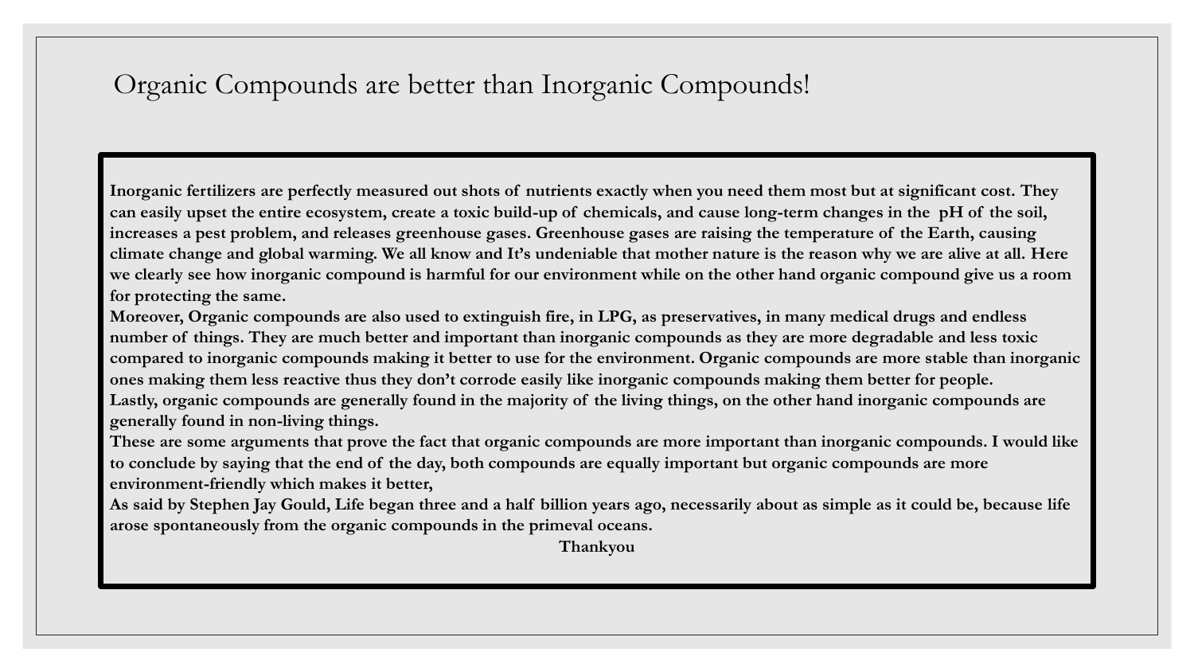# Organic Compounds are better than Inorganic Compounds!

**Inorganic fertilizers are perfectly measured out shots of nutrients exactly when you need them most but at significant cost. They can easily upset the entire ecosystem, create a toxic build-up of chemicals, and cause long-term changes in the pH of the soil, increases a pest problem, and releases greenhouse gases. Greenhouse gases are raising the temperature of the Earth, causing climate change and global warming. We all know and It's undeniable that mother nature is the reason why we are alive at all. Here we clearly see how inorganic compound is harmful for our environment while on the other hand organic compound give us a room for protecting the same.**

**Moreover, Organic compounds are also used to extinguish fire, in LPG, as preservatives, in many medical drugs and endless number of things. They are much better and important than inorganic compounds as they are more degradable and less toxic compared to inorganic compounds making it better to use for the environment. Organic compounds are more stable than inorganic ones making them less reactive thus they don't corrode easily like inorganic compounds making them better for people.**

**Lastly, organic compounds are generally found in the majority of the living things, on the other hand inorganic compounds are generally found in non-living things.**

**These are some arguments that prove the fact that organic compounds are more important than inorganic compounds. I would like to conclude by saying that the end of the day, both compounds are equally important but organic compounds are more environment-friendly which makes it better,**

**As said by Stephen Jay Gould, Life began three and a half billion years ago, necessarily about as simple as it could be, because life arose spontaneously from the organic compounds in the primeval oceans.**

**Thankyou**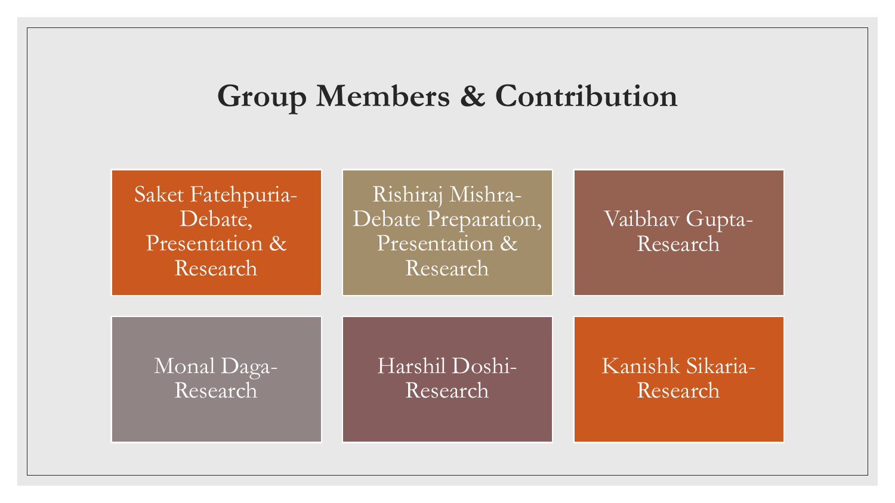# Group Members & Contribution

- Saket Fatehpuria- Debate, Presentation & Research
- Rishiraj Mishra- Debate Preparation, Presentation & Research
- Vaibhav Gupta- Research
- Monal Daga- Research
- Harshil Doshi- Research
- Kanishk Sikaria- Research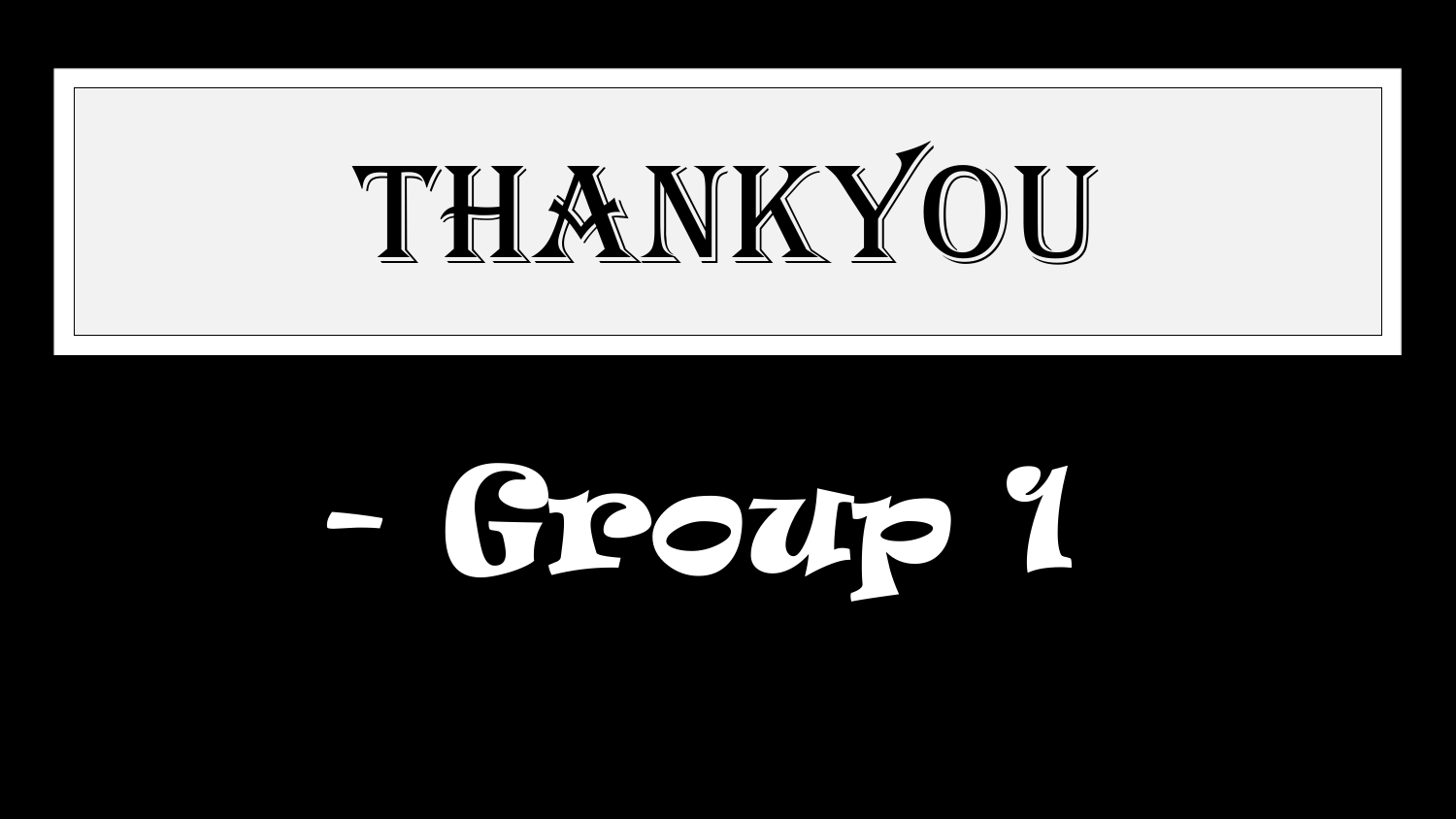# THANKYOU

- Group 1